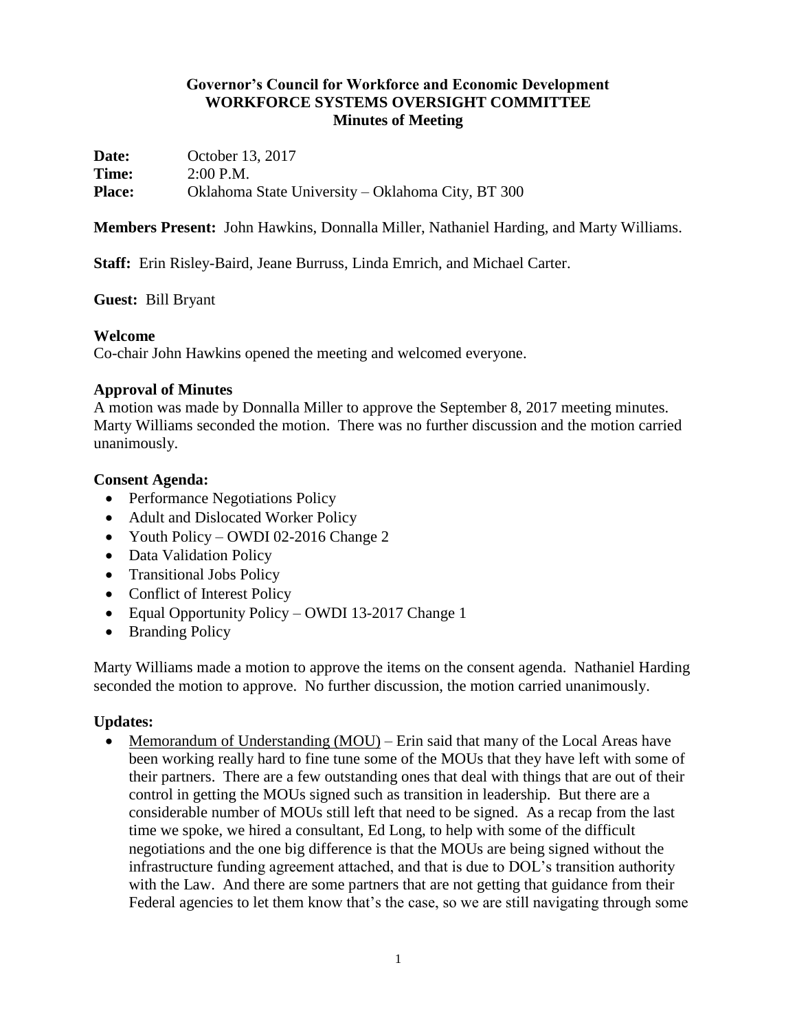**Governor's Council for Workforce and Economic Development**
**WORKFORCE SYSTEMS OVERSIGHT COMMITTEE**
**Minutes of Meeting**

**Date:** October 13, 2017
**Time:** 2:00 P.M.
**Place:** Oklahoma State University – Oklahoma City, BT 300

**Members Present:** John Hawkins, Donnalla Miller, Nathaniel Harding, and Marty Williams.

**Staff:** Erin Risley-Baird, Jeane Burruss, Linda Emrich, and Michael Carter.

**Guest:** Bill Bryant

**Welcome**
Co-chair John Hawkins opened the meeting and welcomed everyone.

**Approval of Minutes**
A motion was made by Donnalla Miller to approve the September 8, 2017 meeting minutes. Marty Williams seconded the motion. There was no further discussion and the motion carried unanimously.

**Consent Agenda:**

- Performance Negotiations Policy
- Adult and Dislocated Worker Policy
- Youth Policy – OWDI 02-2016 Change 2
- Data Validation Policy
- Transitional Jobs Policy
- Conflict of Interest Policy
- Equal Opportunity Policy – OWDI 13-2017 Change 1
- Branding Policy

Marty Williams made a motion to approve the items on the consent agenda. Nathaniel Harding seconded the motion to approve. No further discussion, the motion carried unanimously.

**Updates:**

- Memorandum of Understanding (MOU) – Erin said that many of the Local Areas have been working really hard to fine tune some of the MOUs that they have left with some of their partners. There are a few outstanding ones that deal with things that are out of their control in getting the MOUs signed such as transition in leadership. But there are a considerable number of MOUs still left that need to be signed. As a recap from the last time we spoke, we hired a consultant, Ed Long, to help with some of the difficult negotiations and the one big difference is that the MOUs are being signed without the infrastructure funding agreement attached, and that is due to DOL's transition authority with the Law. And there are some partners that are not getting that guidance from their Federal agencies to let them know that's the case, so we are still navigating through some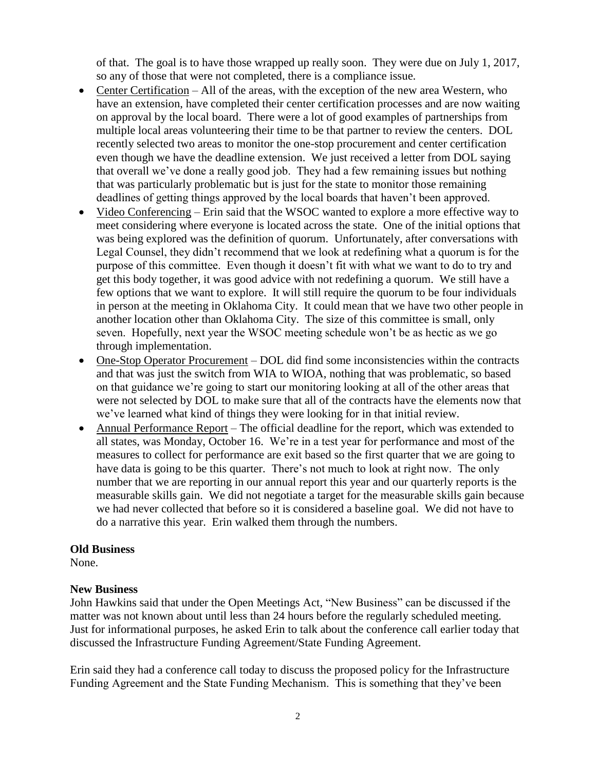of that. The goal is to have those wrapped up really soon. They were due on July 1, 2017, so any of those that were not completed, there is a compliance issue.

- Center Certification – All of the areas, with the exception of the new area Western, who have an extension, have completed their center certification processes and are now waiting on approval by the local board. There were a lot of good examples of partnerships from multiple local areas volunteering their time to be that partner to review the centers. DOL recently selected two areas to monitor the one-stop procurement and center certification even though we have the deadline extension. We just received a letter from DOL saying that overall we've done a really good job. They had a few remaining issues but nothing that was particularly problematic but is just for the state to monitor those remaining deadlines of getting things approved by the local boards that haven't been approved.
- Video Conferencing – Erin said that the WSOC wanted to explore a more effective way to meet considering where everyone is located across the state. One of the initial options that was being explored was the definition of quorum. Unfortunately, after conversations with Legal Counsel, they didn't recommend that we look at redefining what a quorum is for the purpose of this committee. Even though it doesn't fit with what we want to do to try and get this body together, it was good advice with not redefining a quorum. We still have a few options that we want to explore. It will still require the quorum to be four individuals in person at the meeting in Oklahoma City. It could mean that we have two other people in another location other than Oklahoma City. The size of this committee is small, only seven. Hopefully, next year the WSOC meeting schedule won't be as hectic as we go through implementation.
- One-Stop Operator Procurement – DOL did find some inconsistencies within the contracts and that was just the switch from WIA to WIOA, nothing that was problematic, so based on that guidance we're going to start our monitoring looking at all of the other areas that were not selected by DOL to make sure that all of the contracts have the elements now that we've learned what kind of things they were looking for in that initial review.
- Annual Performance Report – The official deadline for the report, which was extended to all states, was Monday, October 16. We're in a test year for performance and most of the measures to collect for performance are exit based so the first quarter that we are going to have data is going to be this quarter. There's not much to look at right now. The only number that we are reporting in our annual report this year and our quarterly reports is the measurable skills gain. We did not negotiate a target for the measurable skills gain because we had never collected that before so it is considered a baseline goal. We did not have to do a narrative this year. Erin walked them through the numbers.

**Old Business**

None.

**New Business**

John Hawkins said that under the Open Meetings Act, "New Business" can be discussed if the matter was not known about until less than 24 hours before the regularly scheduled meeting. Just for informational purposes, he asked Erin to talk about the conference call earlier today that discussed the Infrastructure Funding Agreement/State Funding Agreement.

Erin said they had a conference call today to discuss the proposed policy for the Infrastructure Funding Agreement and the State Funding Mechanism. This is something that they've been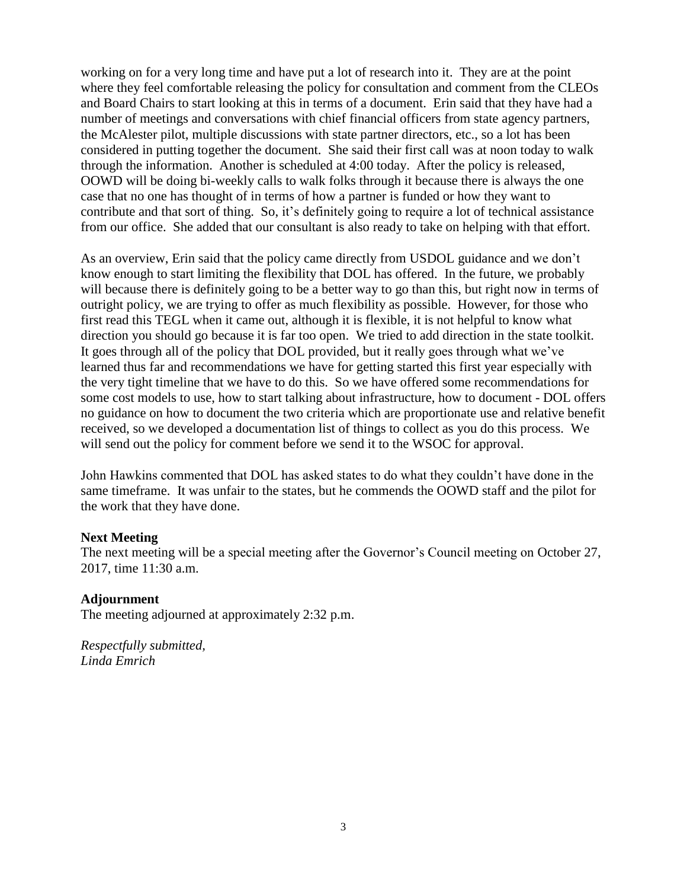working on for a very long time and have put a lot of research into it. They are at the point where they feel comfortable releasing the policy for consultation and comment from the CLEOs and Board Chairs to start looking at this in terms of a document. Erin said that they have had a number of meetings and conversations with chief financial officers from state agency partners, the McAlester pilot, multiple discussions with state partner directors, etc., so a lot has been considered in putting together the document. She said their first call was at noon today to walk through the information. Another is scheduled at 4:00 today. After the policy is released, OOWD will be doing bi-weekly calls to walk folks through it because there is always the one case that no one has thought of in terms of how a partner is funded or how they want to contribute and that sort of thing. So, it's definitely going to require a lot of technical assistance from our office. She added that our consultant is also ready to take on helping with that effort.

As an overview, Erin said that the policy came directly from USDOL guidance and we don't know enough to start limiting the flexibility that DOL has offered. In the future, we probably will because there is definitely going to be a better way to go than this, but right now in terms of outright policy, we are trying to offer as much flexibility as possible. However, for those who first read this TEGL when it came out, although it is flexible, it is not helpful to know what direction you should go because it is far too open. We tried to add direction in the state toolkit. It goes through all of the policy that DOL provided, but it really goes through what we've learned thus far and recommendations we have for getting started this first year especially with the very tight timeline that we have to do this. So we have offered some recommendations for some cost models to use, how to start talking about infrastructure, how to document - DOL offers no guidance on how to document the two criteria which are proportionate use and relative benefit received, so we developed a documentation list of things to collect as you do this process. We will send out the policy for comment before we send it to the WSOC for approval.

John Hawkins commented that DOL has asked states to do what they couldn't have done in the same timeframe. It was unfair to the states, but he commends the OOWD staff and the pilot for the work that they have done.

**Next Meeting**
The next meeting will be a special meeting after the Governor's Council meeting on October 27, 2017, time 11:30 a.m.

**Adjournment**
The meeting adjourned at approximately 2:32 p.m.

*Respectfully submitted,*
*Linda Emrich*